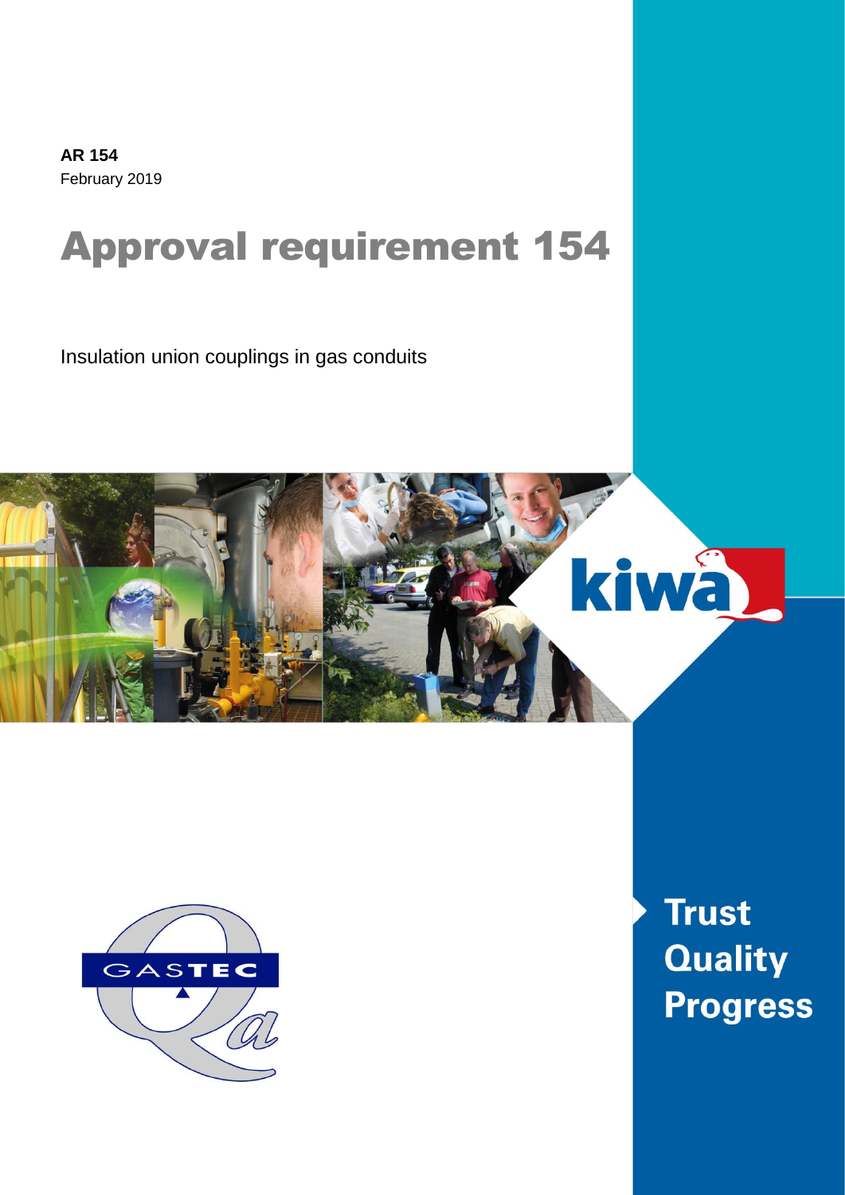**AR 154**
February 2019

# Approval requirement 154

Insulation union couplings in gas conduits

Trust
Quality
Progress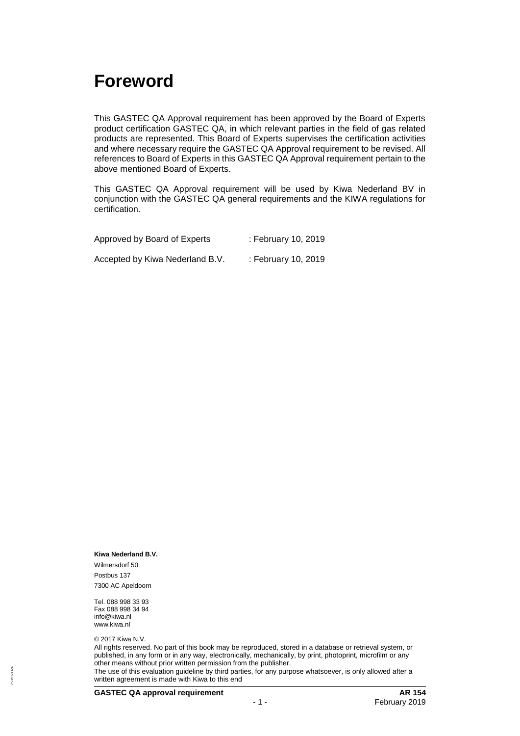# Foreword

This GASTEC QA Approval requirement has been approved by the Board of Experts product certification GASTEC QA, in which relevant parties in the field of gas related products are represented. This Board of Experts supervises the certification activities and where necessary require the GASTEC QA Approval requirement to be revised. All references to Board of Experts in this GASTEC QA Approval requirement pertain to the above mentioned Board of Experts.

This GASTEC QA Approval requirement will be used by Kiwa Nederland BV in conjunction with the GASTEC QA general requirements and the KIWA regulations for certification.

| | |
|---|---|
| Approved by Board of Experts | : February 10, 2019 |
| Accepted by Kiwa Nederland B.V. | : February 10, 2019 |

**Kiwa Nederland B.V.**

Wilmersdorf 50

Postbus 137

7300 AC Apeldoorn

Tel. 088 998 33 93

Fax 088 998 34 94

info@kiwa.nl

www.kiwa.nl

© 2017 Kiwa N.V.

All rights reserved. No part of this book may be reproduced, stored in a database or retrieval system, or published, in any form or in any way, electronically, mechanically, by print, photoprint, microfilm or any other means without prior written permission from the publisher.

The use of this evaluation guideline by third parties, for any purpose whatsoever, is only allowed after a written agreement is made with Kiwa to this end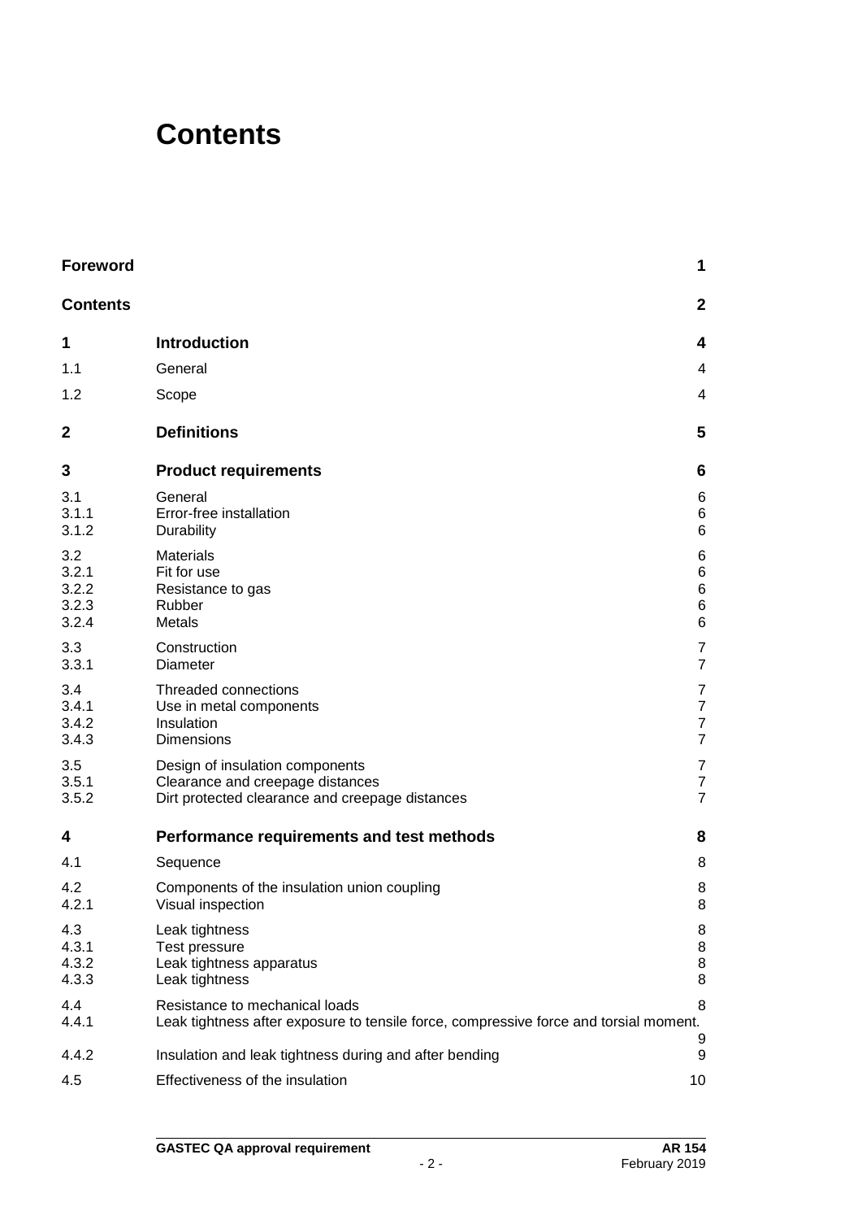# Contents

| | | |
|---|---|---|
| **Foreword** | | **1** |
| **Contents** | | **2** |
| **1** | **Introduction** | **4** |
| 1.1 | General | 4 |
| 1.2 | Scope | 4 |
| **2** | **Definitions** | **5** |
| **3** | **Product requirements** | **6** |
| 3.1 | General | 6 |
| 3.1.1 | Error-free installation | 6 |
| 3.1.2 | Durability | 6 |
| 3.2 | Materials | 6 |
| 3.2.1 | Fit for use | 6 |
| 3.2.2 | Resistance to gas | 6 |
| 3.2.3 | Rubber | 6 |
| 3.2.4 | Metals | 6 |
| 3.3 | Construction | 7 |
| 3.3.1 | Diameter | 7 |
| 3.4 | Threaded connections | 7 |
| 3.4.1 | Use in metal components | 7 |
| 3.4.2 | Insulation | 7 |
| 3.4.3 | Dimensions | 7 |
| 3.5 | Design of insulation components | 7 |
| 3.5.1 | Clearance and creepage distances | 7 |
| 3.5.2 | Dirt protected clearance and creepage distances | 7 |
| **4** | **Performance requirements and test methods** | **8** |
| 4.1 | Sequence | 8 |
| 4.2 | Components of the insulation union coupling | 8 |
| 4.2.1 | Visual inspection | 8 |
| 4.3 | Leak tightness | 8 |
| 4.3.1 | Test pressure | 8 |
| 4.3.2 | Leak tightness apparatus | 8 |
| 4.3.3 | Leak tightness | 8 |
| 4.4 | Resistance to mechanical loads | 8 |
| 4.4.1 | Leak tightness after exposure to tensile force, compressive force and torsial moment. | 9 |
| 4.4.2 | Insulation and leak tightness during and after bending | 9 |
| 4.5 | Effectiveness of the insulation | 10 |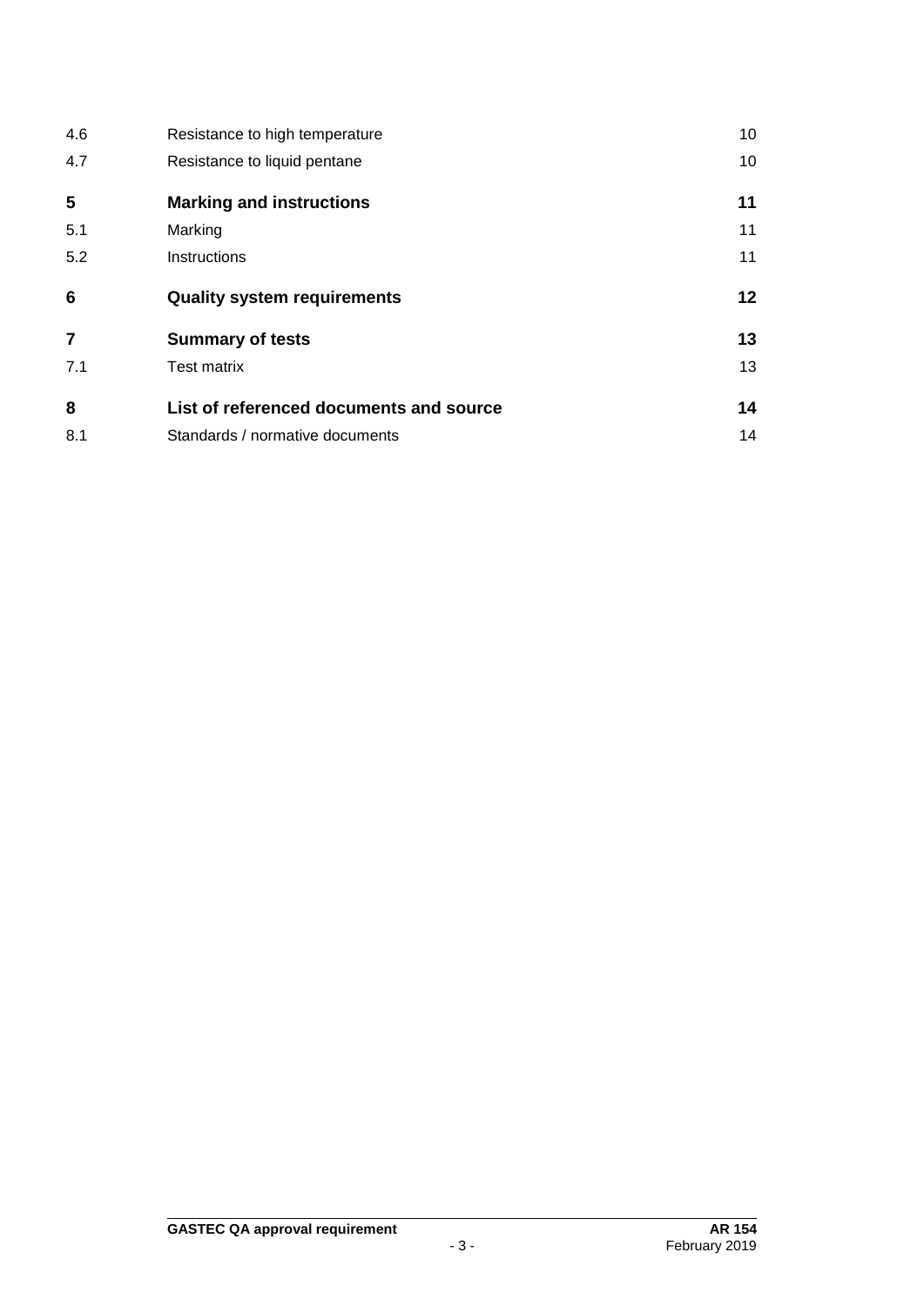| | | |
|---|---|---|
| 4.6 | Resistance to high temperature | 10 |
| 4.7 | Resistance to liquid pentane | 10 |
| **5** | **Marking and instructions** | **11** |
| 5.1 | Marking | 11 |
| 5.2 | Instructions | 11 |
| **6** | **Quality system requirements** | **12** |
| **7** | **Summary of tests** | **13** |
| 7.1 | Test matrix | 13 |
| **8** | **List of referenced documents and source** | **14** |
| 8.1 | Standards / normative documents | 14 |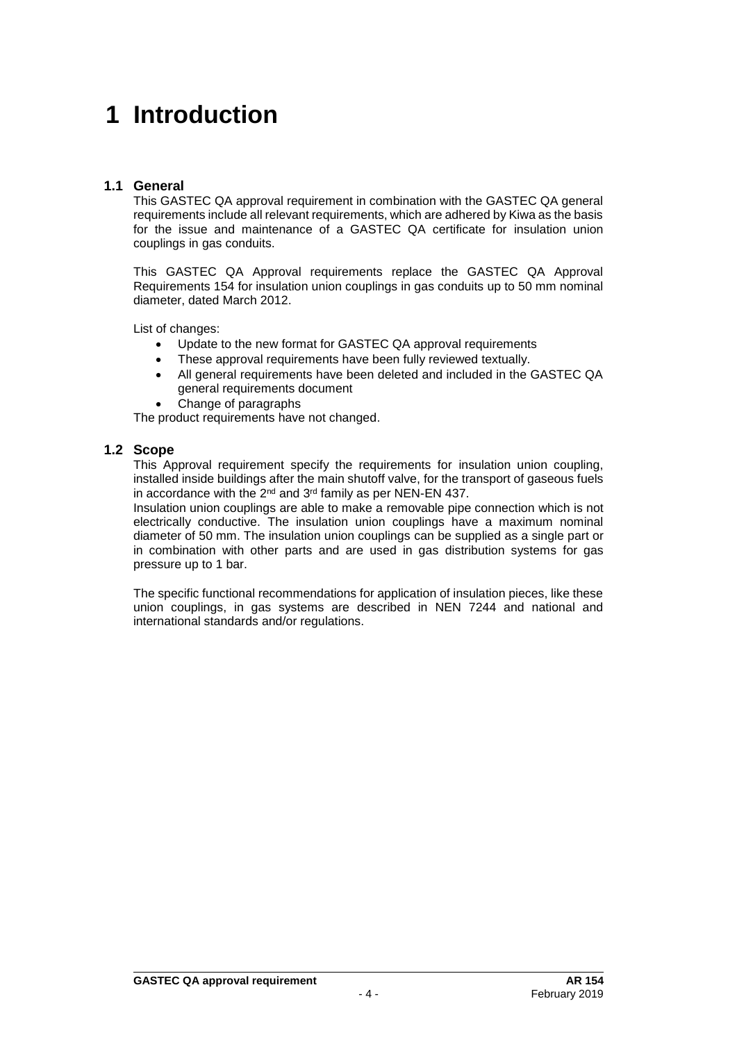# 1 Introduction

## 1.1 General

This GASTEC QA approval requirement in combination with the GASTEC QA general requirements include all relevant requirements, which are adhered by Kiwa as the basis for the issue and maintenance of a GASTEC QA certificate for insulation union couplings in gas conduits.

This GASTEC QA Approval requirements replace the GASTEC QA Approval Requirements 154 for insulation union couplings in gas conduits up to 50 mm nominal diameter, dated March 2012.

List of changes:

- Update to the new format for GASTEC QA approval requirements
- These approval requirements have been fully reviewed textually.
- All general requirements have been deleted and included in the GASTEC QA general requirements document
- Change of paragraphs

The product requirements have not changed.

## 1.2 Scope

This Approval requirement specify the requirements for insulation union coupling, installed inside buildings after the main shutoff valve, for the transport of gaseous fuels in accordance with the 2nd and 3rd family as per NEN-EN 437.

Insulation union couplings are able to make a removable pipe connection which is not electrically conductive. The insulation union couplings have a maximum nominal diameter of 50 mm. The insulation union couplings can be supplied as a single part or in combination with other parts and are used in gas distribution systems for gas pressure up to 1 bar.

The specific functional recommendations for application of insulation pieces, like these union couplings, in gas systems are described in NEN 7244 and national and international standards and/or regulations.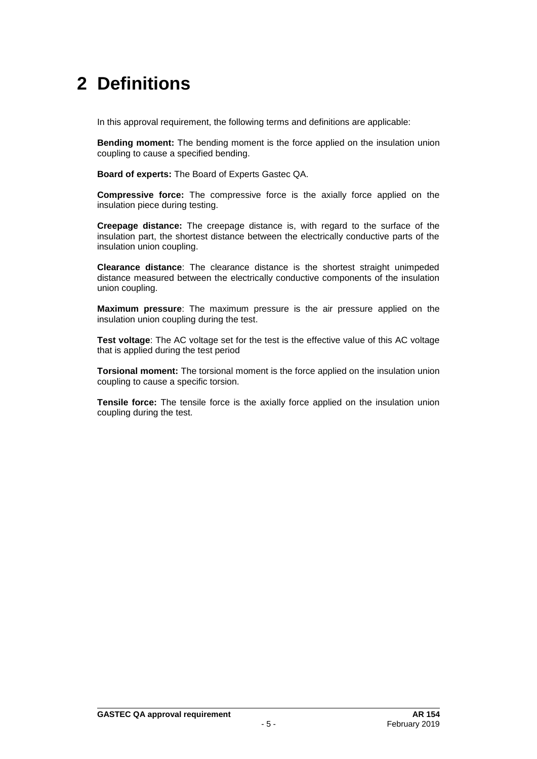# 2 Definitions

In this approval requirement, the following terms and definitions are applicable:

**Bending moment:** The bending moment is the force applied on the insulation union coupling to cause a specified bending.

**Board of experts:** The Board of Experts Gastec QA.

**Compressive force:** The compressive force is the axially force applied on the insulation piece during testing.

**Creepage distance:** The creepage distance is, with regard to the surface of the insulation part, the shortest distance between the electrically conductive parts of the insulation union coupling.

**Clearance distance**: The clearance distance is the shortest straight unimpeded distance measured between the electrically conductive components of the insulation union coupling.

**Maximum pressure**: The maximum pressure is the air pressure applied on the insulation union coupling during the test.

**Test voltage**: The AC voltage set for the test is the effective value of this AC voltage that is applied during the test period

**Torsional moment:** The torsional moment is the force applied on the insulation union coupling to cause a specific torsion.

**Tensile force:** The tensile force is the axially force applied on the insulation union coupling during the test.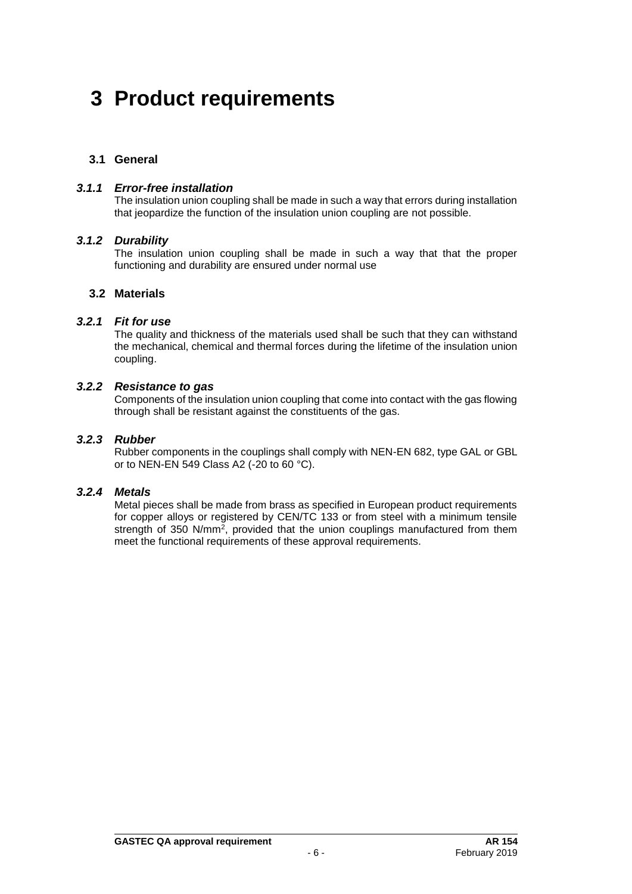# 3 Product requirements

## 3.1 General

### *3.1.1 Error-free installation*

The insulation union coupling shall be made in such a way that errors during installation that jeopardize the function of the insulation union coupling are not possible.

### *3.1.2 Durability*

The insulation union coupling shall be made in such a way that that the proper functioning and durability are ensured under normal use

## 3.2 Materials

### *3.2.1 Fit for use*

The quality and thickness of the materials used shall be such that they can withstand the mechanical, chemical and thermal forces during the lifetime of the insulation union coupling.

### *3.2.2 Resistance to gas*

Components of the insulation union coupling that come into contact with the gas flowing through shall be resistant against the constituents of the gas.

### *3.2.3 Rubber*

Rubber components in the couplings shall comply with NEN-EN 682, type GAL or GBL or to NEN-EN 549 Class A2 (-20 to 60 °C).

### *3.2.4 Metals*

Metal pieces shall be made from brass as specified in European product requirements for copper alloys or registered by CEN/TC 133 or from steel with a minimum tensile strength of 350 $N/mm^2$, provided that the union couplings manufactured from them meet the functional requirements of these approval requirements.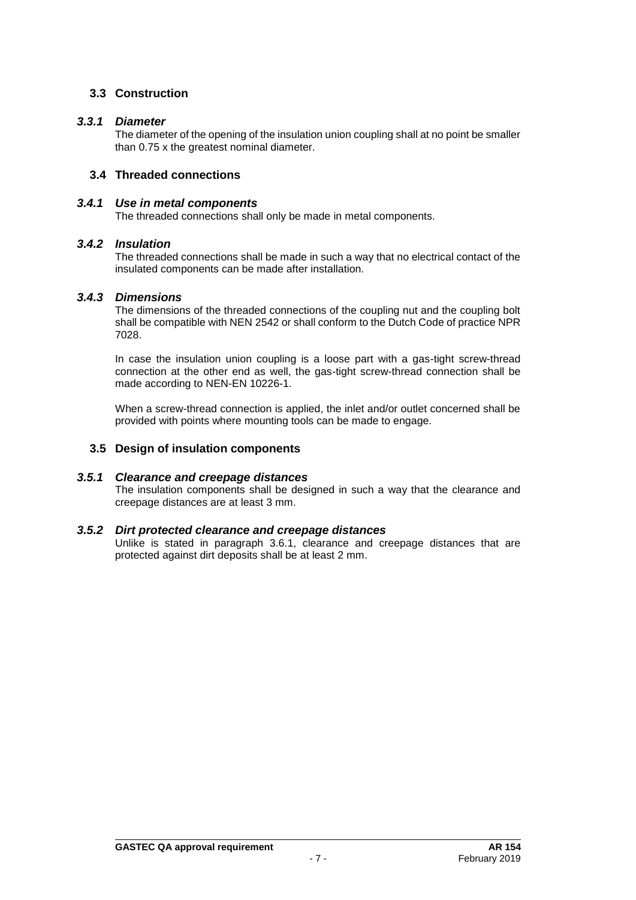## 3.3 Construction

### *3.3.1 Diameter*

The diameter of the opening of the insulation union coupling shall at no point be smaller than 0.75 x the greatest nominal diameter.

## 3.4 Threaded connections

### *3.4.1 Use in metal components*

The threaded connections shall only be made in metal components.

### *3.4.2 Insulation*

The threaded connections shall be made in such a way that no electrical contact of the insulated components can be made after installation.

### *3.4.3 Dimensions*

The dimensions of the threaded connections of the coupling nut and the coupling bolt shall be compatible with NEN 2542 or shall conform to the Dutch Code of practice NPR 7028.

In case the insulation union coupling is a loose part with a gas-tight screw-thread connection at the other end as well, the gas-tight screw-thread connection shall be made according to NEN-EN 10226-1.

When a screw-thread connection is applied, the inlet and/or outlet concerned shall be provided with points where mounting tools can be made to engage.

## 3.5 Design of insulation components

### *3.5.1 Clearance and creepage distances*

The insulation components shall be designed in such a way that the clearance and creepage distances are at least 3 mm.

### *3.5.2 Dirt protected clearance and creepage distances*

Unlike is stated in paragraph 3.6.1, clearance and creepage distances that are protected against dirt deposits shall be at least 2 mm.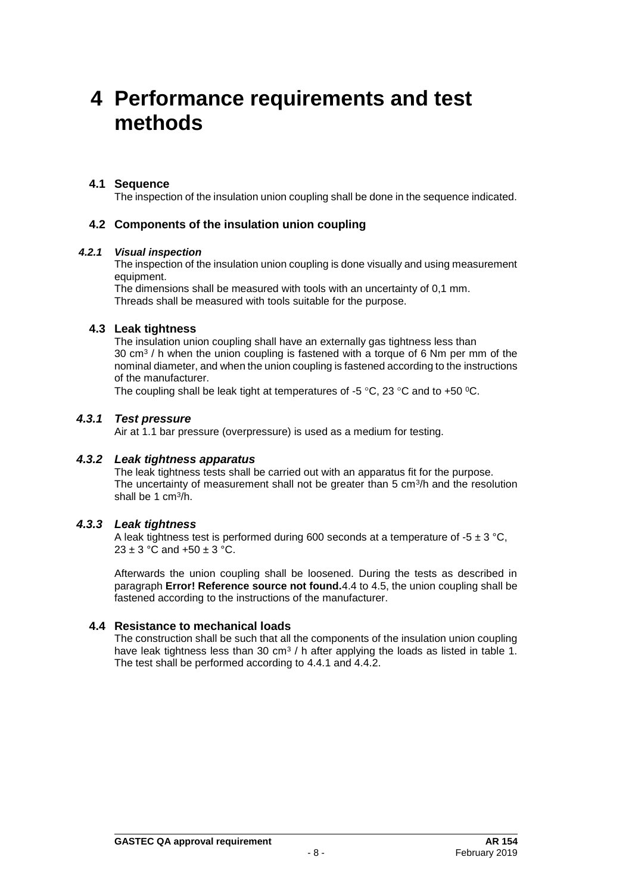# 4 Performance requirements and test methods

## 4.1 Sequence

The inspection of the insulation union coupling shall be done in the sequence indicated.

## 4.2 Components of the insulation union coupling

### *4.2.1 Visual inspection*

The inspection of the insulation union coupling is done visually and using measurement equipment.
The dimensions shall be measured with tools with an uncertainty of 0,1 mm.
Threads shall be measured with tools suitable for the purpose.

## 4.3 Leak tightness

The insulation union coupling shall have an externally gas tightness less than 30 $cm^3$ / h when the union coupling is fastened with a torque of 6 Nm per mm of the nominal diameter, and when the union coupling is fastened according to the instructions of the manufacturer.

The coupling shall be leak tight at temperatures of -5 °C, 23 °C and to +50 $^0$C.

### *4.3.1 Test pressure*

Air at 1.1 bar pressure (overpressure) is used as a medium for testing.

### *4.3.2 Leak tightness apparatus*

The leak tightness tests shall be carried out with an apparatus fit for the purpose.
The uncertainty of measurement shall not be greater than 5 $cm^3$/h and the resolution shall be 1 $cm^3$/h.

### *4.3.3 Leak tightness*

A leak tightness test is performed during 600 seconds at a temperature of -5 ± 3 °C, 23 ± 3 °C and +50 ± 3 °C.

Afterwards the union coupling shall be loosened. During the tests as described in paragraph **Error! Reference source not found.**4.4 to 4.5, the union coupling shall be fastened according to the instructions of the manufacturer.

## 4.4 Resistance to mechanical loads

The construction shall be such that all the components of the insulation union coupling have leak tightness less than 30 $cm^3$ / h after applying the loads as listed in table 1. The test shall be performed according to 4.4.1 and 4.4.2.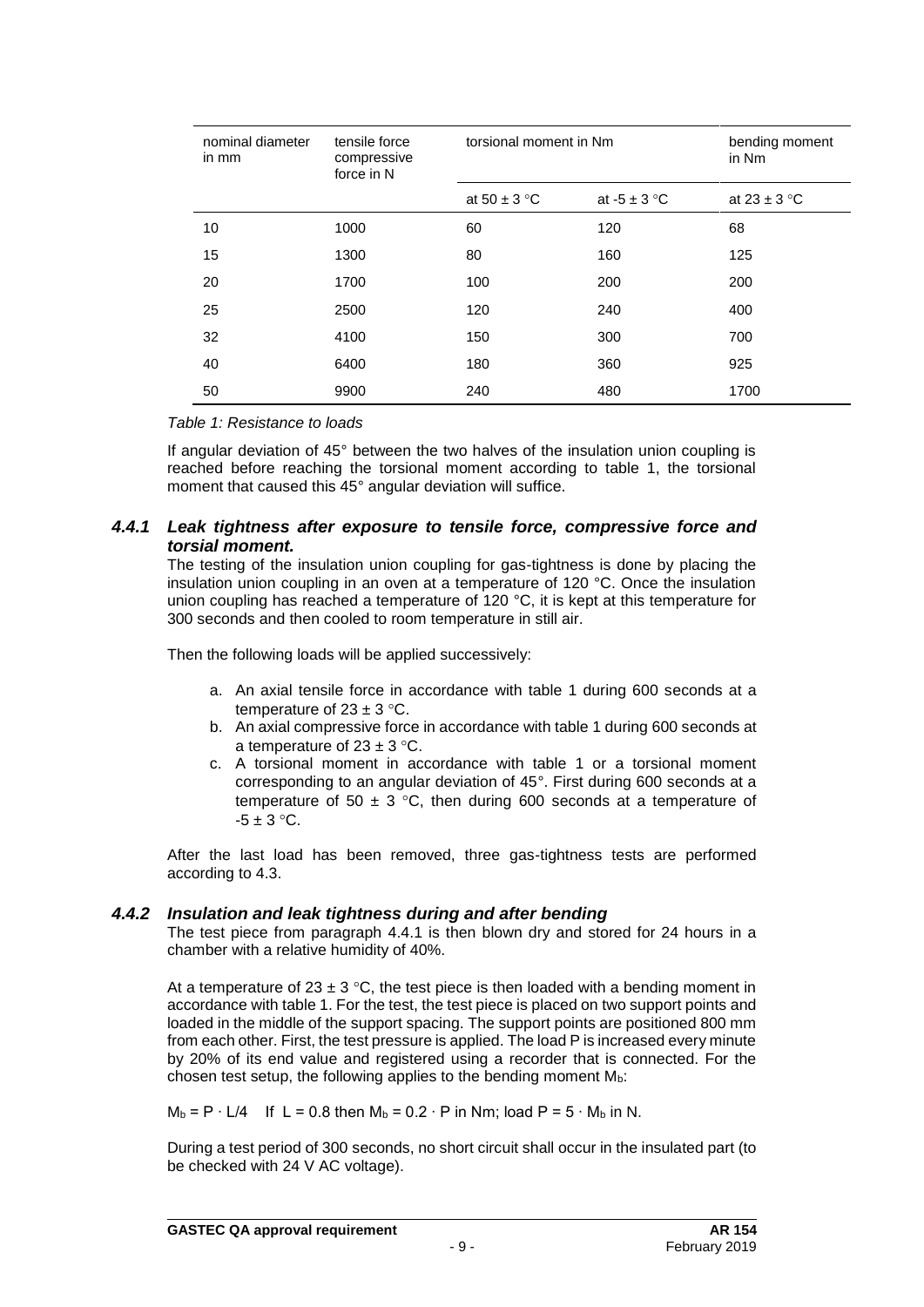| nominal diameter in mm | tensile force compressive force in N | torsional moment in Nm | | bending moment in Nm |
|---|---|---|---|---|
| | | at 50 ± 3 °C | at -5 ± 3 °C | at 23 ± 3 °C |
| 10 | 1000 | 60 | 120 | 68 |
| 15 | 1300 | 80 | 160 | 125 |
| 20 | 1700 | 100 | 200 | 200 |
| 25 | 2500 | 120 | 240 | 400 |
| 32 | 4100 | 150 | 300 | 700 |
| 40 | 6400 | 180 | 360 | 925 |
| 50 | 9900 | 240 | 480 | 1700 |

*Table 1: Resistance to loads*

If angular deviation of 45° between the two halves of the insulation union coupling is reached before reaching the torsional moment according to table 1, the torsional moment that caused this 45° angular deviation will suffice.

### *4.4.1 Leak tightness after exposure to tensile force, compressive force and torsial moment.*

The testing of the insulation union coupling for gas-tightness is done by placing the insulation union coupling in an oven at a temperature of 120 °C. Once the insulation union coupling has reached a temperature of 120 °C, it is kept at this temperature for 300 seconds and then cooled to room temperature in still air.

Then the following loads will be applied successively:

a. An axial tensile force in accordance with table 1 during 600 seconds at a temperature of 23 ± 3 °C.
b. An axial compressive force in accordance with table 1 during 600 seconds at a temperature of 23 ± 3 °C.
c. A torsional moment in accordance with table 1 or a torsional moment corresponding to an angular deviation of 45°. First during 600 seconds at a temperature of 50 ± 3 °C, then during 600 seconds at a temperature of -5 ± 3 °C.

After the last load has been removed, three gas-tightness tests are performed according to 4.3.

### *4.4.2 Insulation and leak tightness during and after bending*

The test piece from paragraph 4.4.1 is then blown dry and stored for 24 hours in a chamber with a relative humidity of 40%.

At a temperature of 23 ± 3 °C, the test piece is then loaded with a bending moment in accordance with table 1. For the test, the test piece is placed on two support points and loaded in the middle of the support spacing. The support points are positioned 800 mm from each other. First, the test pressure is applied. The load P is increased every minute by 20% of its end value and registered using a recorder that is connected. For the chosen test setup, the following applies to the bending moment $M_b$:

$M_b = P \cdot L/4$   If $L = 0.8$ then $M_b = 0.2 \cdot P$ in Nm; load $P = 5 \cdot M_b$ in N.

During a test period of 300 seconds, no short circuit shall occur in the insulated part (to be checked with 24 V AC voltage).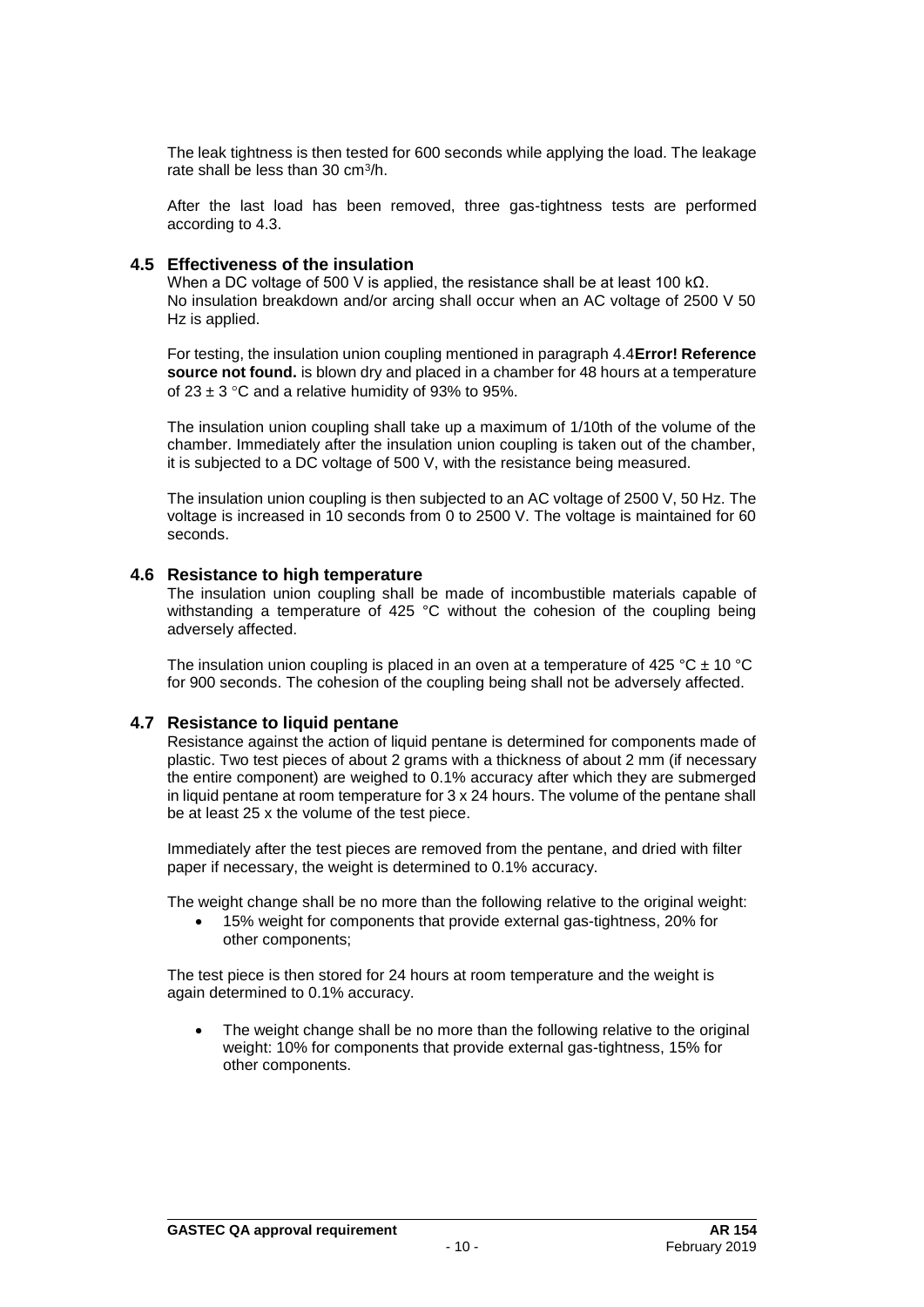The leak tightness is then tested for 600 seconds while applying the load. The leakage rate shall be less than 30 cm³/h.

After the last load has been removed, three gas-tightness tests are performed according to 4.3.

### 4.5 Effectiveness of the insulation

When a DC voltage of 500 V is applied, the resistance shall be at least 100 kΩ.
No insulation breakdown and/or arcing shall occur when an AC voltage of 2500 V 50 Hz is applied.

For testing, the insulation union coupling mentioned in paragraph 4.4**Error! Reference source not found.** is blown dry and placed in a chamber for 48 hours at a temperature of 23 ± 3 °C and a relative humidity of 93% to 95%.

The insulation union coupling shall take up a maximum of 1/10th of the volume of the chamber. Immediately after the insulation union coupling is taken out of the chamber, it is subjected to a DC voltage of 500 V, with the resistance being measured.

The insulation union coupling is then subjected to an AC voltage of 2500 V, 50 Hz. The voltage is increased in 10 seconds from 0 to 2500 V. The voltage is maintained for 60 seconds.

### 4.6 Resistance to high temperature

The insulation union coupling shall be made of incombustible materials capable of withstanding a temperature of 425 °C without the cohesion of the coupling being adversely affected.

The insulation union coupling is placed in an oven at a temperature of 425 °C ± 10 °C for 900 seconds. The cohesion of the coupling being shall not be adversely affected.

### 4.7 Resistance to liquid pentane

Resistance against the action of liquid pentane is determined for components made of plastic. Two test pieces of about 2 grams with a thickness of about 2 mm (if necessary the entire component) are weighed to 0.1% accuracy after which they are submerged in liquid pentane at room temperature for 3 x 24 hours. The volume of the pentane shall be at least 25 x the volume of the test piece.

Immediately after the test pieces are removed from the pentane, and dried with filter paper if necessary, the weight is determined to 0.1% accuracy.

The weight change shall be no more than the following relative to the original weight:

- 15% weight for components that provide external gas-tightness, 20% for other components;

The test piece is then stored for 24 hours at room temperature and the weight is again determined to 0.1% accuracy.

- The weight change shall be no more than the following relative to the original weight: 10% for components that provide external gas-tightness, 15% for other components.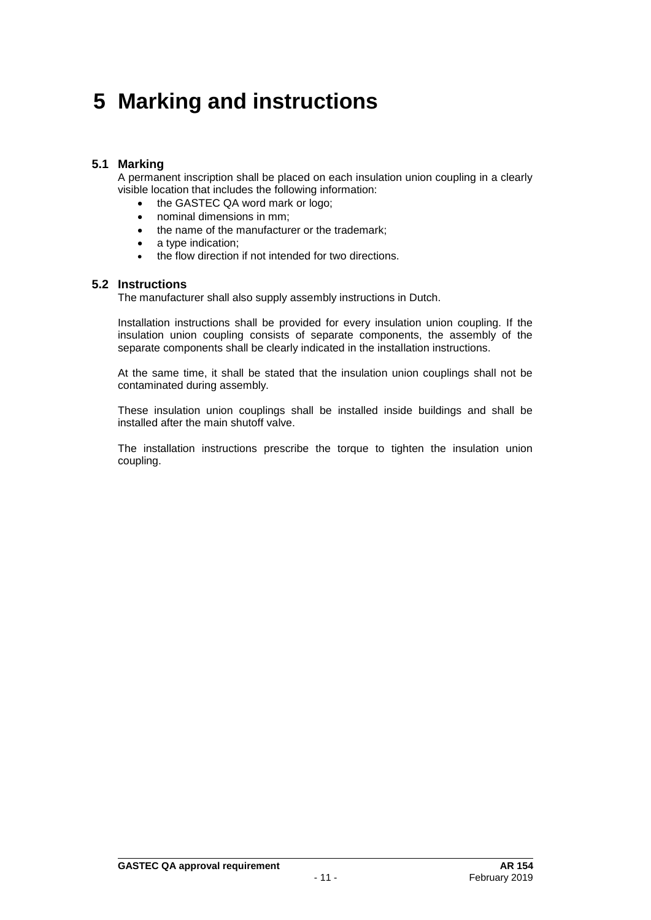# 5 Marking and instructions

## 5.1 Marking

A permanent inscription shall be placed on each insulation union coupling in a clearly visible location that includes the following information:

- the GASTEC QA word mark or logo;
- nominal dimensions in mm;
- the name of the manufacturer or the trademark;
- a type indication;
- the flow direction if not intended for two directions.

## 5.2 Instructions

The manufacturer shall also supply assembly instructions in Dutch.

Installation instructions shall be provided for every insulation union coupling. If the insulation union coupling consists of separate components, the assembly of the separate components shall be clearly indicated in the installation instructions.

At the same time, it shall be stated that the insulation union couplings shall not be contaminated during assembly.

These insulation union couplings shall be installed inside buildings and shall be installed after the main shutoff valve.

The installation instructions prescribe the torque to tighten the insulation union coupling.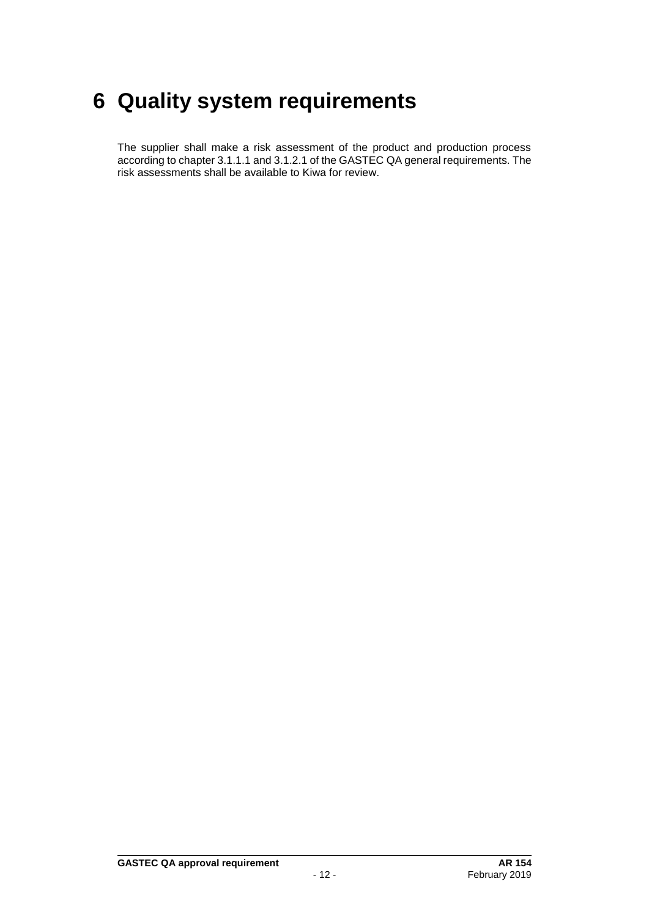# 6 Quality system requirements

The supplier shall make a risk assessment of the product and production process according to chapter 3.1.1.1 and 3.1.2.1 of the GASTEC QA general requirements. The risk assessments shall be available to Kiwa for review.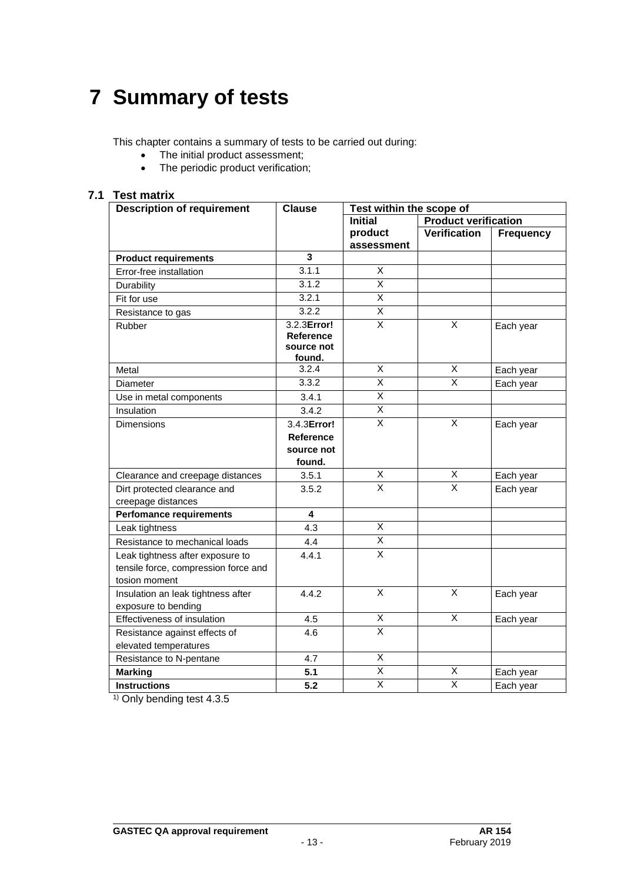# 7 Summary of tests

This chapter contains a summary of tests to be carried out during:

- The initial product assessment;
- The periodic product verification;

## 7.1 Test matrix

| Description of requirement | Clause | Test within the scope of | | |
|---|---|---|---|---|
| | | Initial product assessment | Product verification | |
| | | | Verification | Frequency |
| **Product requirements** | **3** | | | |
| Error-free installation | 3.1.1 | X | | |
| Durability | 3.1.2 | X | | |
| Fit for use | 3.2.1 | X | | |
| Resistance to gas | 3.2.2 | X | | |
| Rubber | 3.2.3**Error! Reference source not found.** | X | X | Each year |
| Metal | 3.2.4 | X | X | Each year |
| Diameter | 3.3.2 | X | X | Each year |
| Use in metal components | 3.4.1 | X | | |
| Insulation | 3.4.2 | X | | |
| Dimensions | 3.4.3**Error! Reference source not found.** | X | X | Each year |
| Clearance and creepage distances | 3.5.1 | X | X | Each year |
| Dirt protected clearance and creepage distances | 3.5.2 | X | X | Each year |
| **Perfomance requirements** | **4** | | | |
| Leak tightness | 4.3 | X | | |
| Resistance to mechanical loads | 4.4 | X | | |
| Leak tightness after exposure to tensile force, compression force and tosion moment | 4.4.1 | X | | |
| Insulation an leak tightness after exposure to bending | 4.4.2 | X | X | Each year |
| Effectiveness of insulation | 4.5 | X | X | Each year |
| Resistance against effects of elevated temperatures | 4.6 | X | | |
| Resistance to N-pentane | 4.7 | X | | |
| **Marking** | **5.1** | X | X | Each year |
| **Instructions** | **5.2** | X | X | Each year |

[1] Only bending test 4.3.5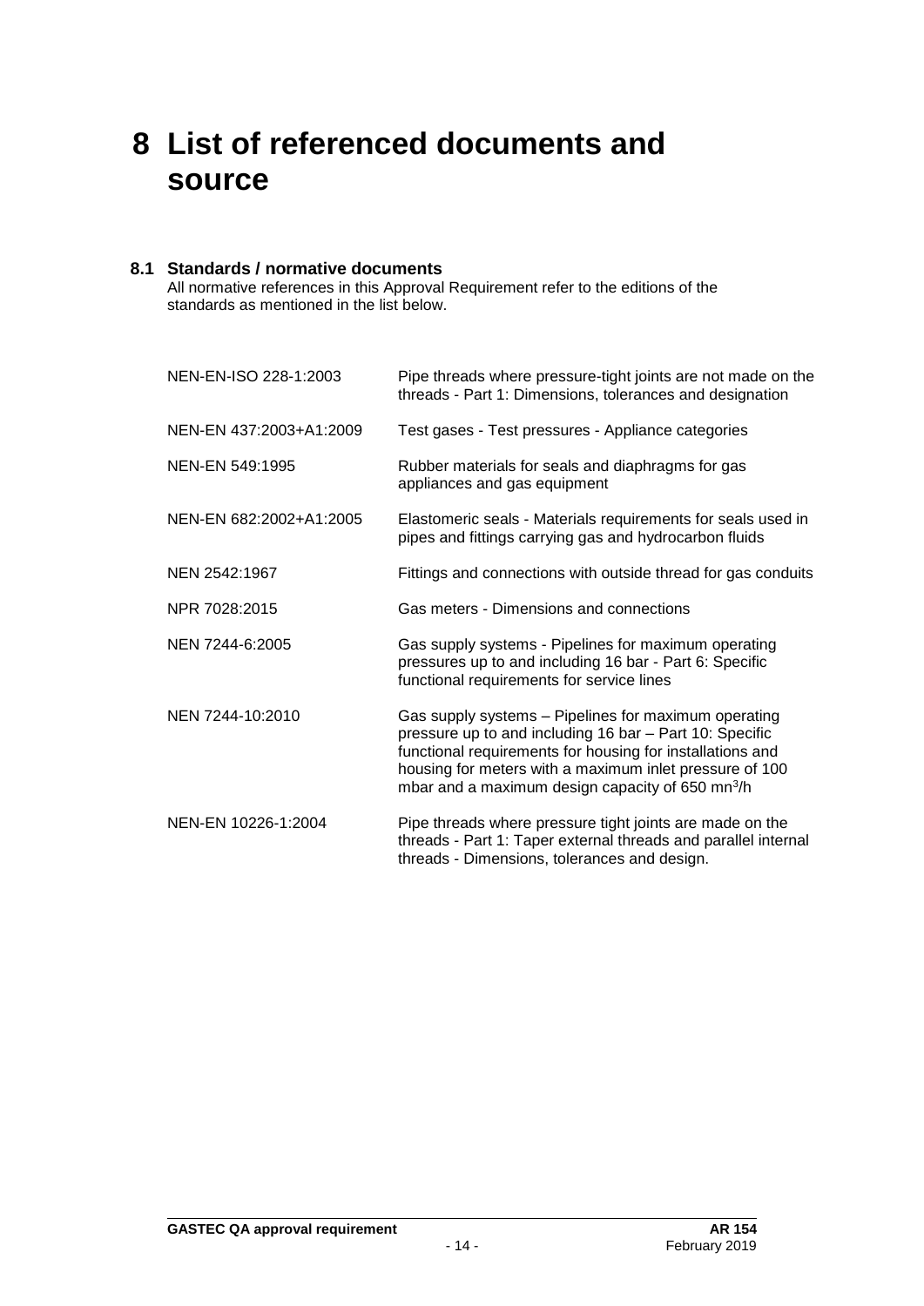# 8 List of referenced documents and source

## 8.1 Standards / normative documents

All normative references in this Approval Requirement refer to the editions of the standards as mentioned in the list below.

| | |
|---|---|
| NEN-EN-ISO 228-1:2003 | Pipe threads where pressure-tight joints are not made on the threads - Part 1: Dimensions, tolerances and designation |
| NEN-EN 437:2003+A1:2009 | Test gases - Test pressures - Appliance categories |
| NEN-EN 549:1995 | Rubber materials for seals and diaphragms for gas appliances and gas equipment |
| NEN-EN 682:2002+A1:2005 | Elastomeric seals - Materials requirements for seals used in pipes and fittings carrying gas and hydrocarbon fluids |
| NEN 2542:1967 | Fittings and connections with outside thread for gas conduits |
| NPR 7028:2015 | Gas meters - Dimensions and connections |
| NEN 7244-6:2005 | Gas supply systems - Pipelines for maximum operating pressures up to and including 16 bar - Part 6: Specific functional requirements for service lines |
| NEN 7244-10:2010 | Gas supply systems – Pipelines for maximum operating pressure up to and including 16 bar – Part 10: Specific functional requirements for housing for installations and housing for meters with a maximum inlet pressure of 100 mbar and a maximum design capacity of 650 $mn^3/h$ |
| NEN-EN 10226-1:2004 | Pipe threads where pressure tight joints are made on the threads - Part 1: Taper external threads and parallel internal threads - Dimensions, tolerances and design. |